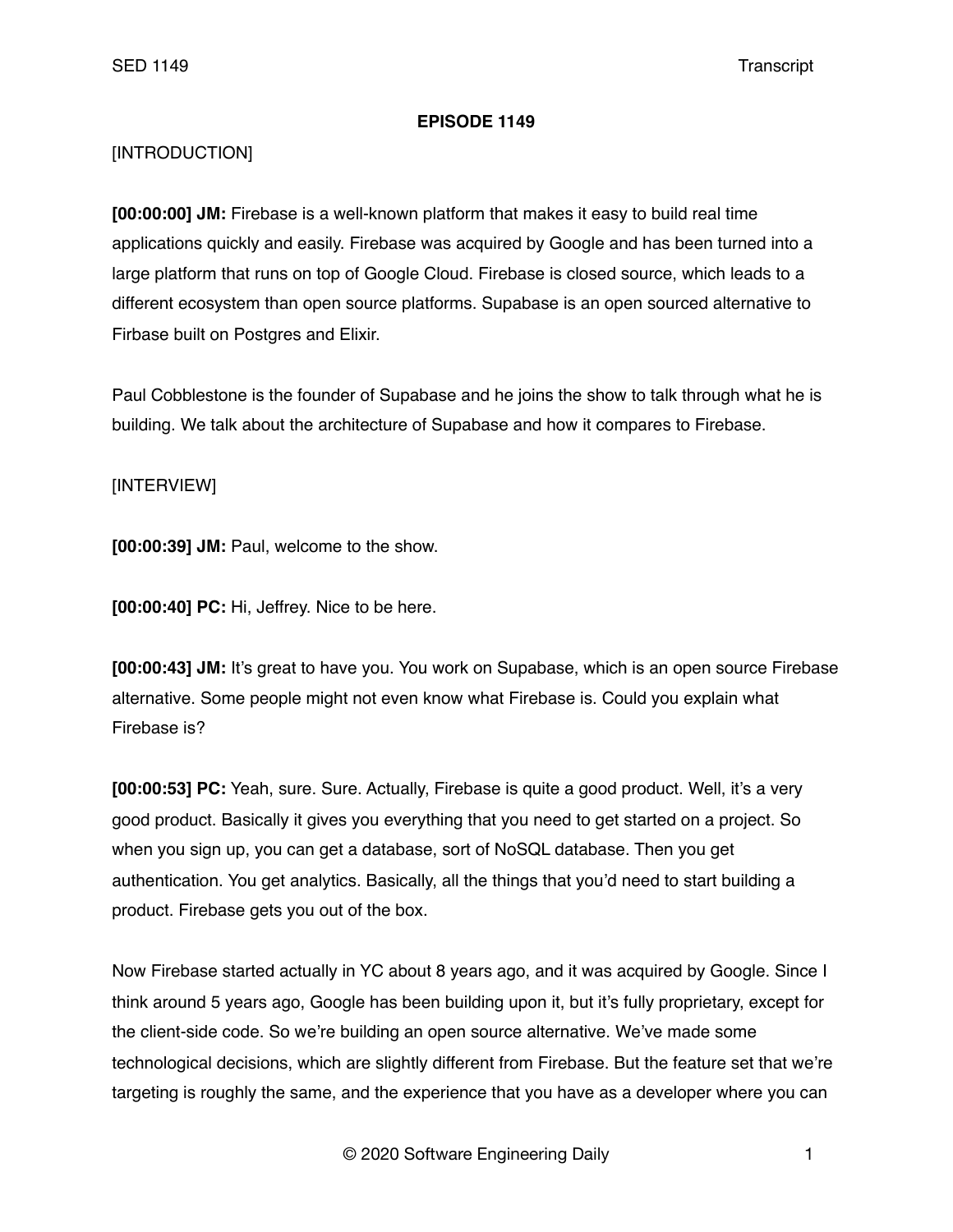**EPISODE 1149**

[INTRODUCTION]

**[00:00:00] JM:** Firebase is a well-known platform that makes it easy to build real time applications quickly and easily. Firebase was acquired by Google and has been turned into a large platform that runs on top of Google Cloud. Firebase is closed source, which leads to a different ecosystem than open source platforms. Supabase is an open sourced alternative to Firbase built on Postgres and Elixir.

Paul Cobblestone is the founder of Supabase and he joins the show to talk through what he is building. We talk about the architecture of Supabase and how it compares to Firebase.

[INTERVIEW]

**[00:00:39] JM:** Paul, welcome to the show.

**[00:00:40] PC:** Hi, Jeffrey. Nice to be here.

**[00:00:43] JM:** It's great to have you. You work on Supabase, which is an open source Firebase alternative. Some people might not even know what Firebase is. Could you explain what Firebase is?

**[00:00:53] PC:** Yeah, sure. Sure. Actually, Firebase is quite a good product. Well, it's a very good product. Basically it gives you everything that you need to get started on a project. So when you sign up, you can get a database, sort of NoSQL database. Then you get authentication. You get analytics. Basically, all the things that you'd need to start building a product. Firebase gets you out of the box.

Now Firebase started actually in YC about 8 years ago, and it was acquired by Google. Since I think around 5 years ago, Google has been building upon it, but it's fully proprietary, except for the client-side code. So we're building an open source alternative. We've made some technological decisions, which are slightly different from Firebase. But the feature set that we're targeting is roughly the same, and the experience that you have as a developer where you can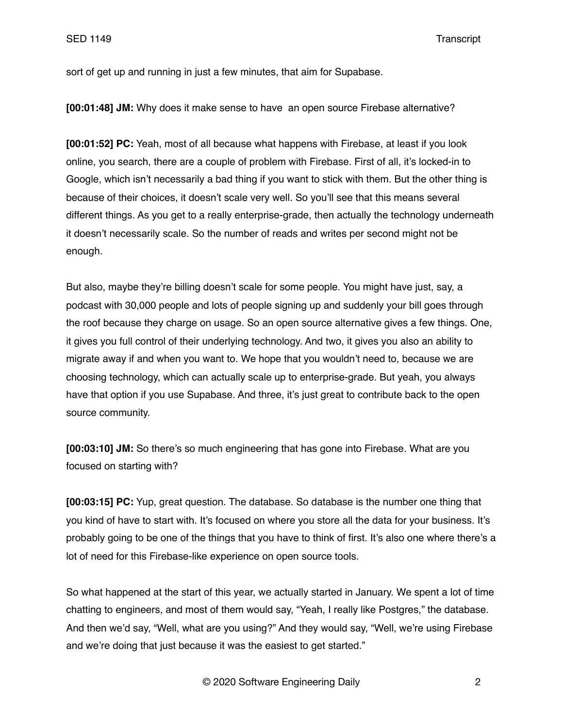sort of get up and running in just a few minutes, that aim for Supabase.

**[00:01:48] JM:** Why does it make sense to have  an open source Firebase alternative?

**[00:01:52] PC:** Yeah, most of all because what happens with Firebase, at least if you look online, you search, there are a couple of problem with Firebase. First of all, it's locked-in to Google, which isn't necessarily a bad thing if you want to stick with them. But the other thing is because of their choices, it doesn't scale very well. So you'll see that this means several different things. As you get to a really enterprise-grade, then actually the technology underneath it doesn't necessarily scale. So the number of reads and writes per second might not be enough.

But also, maybe they're billing doesn't scale for some people. You might have just, say, a podcast with 30,000 people and lots of people signing up and suddenly your bill goes through the roof because they charge on usage. So an open source alternative gives a few things. One, it gives you full control of their underlying technology. And two, it gives you also an ability to migrate away if and when you want to. We hope that you wouldn't need to, because we are choosing technology, which can actually scale up to enterprise-grade. But yeah, you always have that option if you use Supabase. And three, it's just great to contribute back to the open source community.

**[00:03:10] JM:** So there's so much engineering that has gone into Firebase. What are you focused on starting with?

**[00:03:15] PC:** Yup, great question. The database. So database is the number one thing that you kind of have to start with. It's focused on where you store all the data for your business. It's probably going to be one of the things that you have to think of first. It's also one where there's a lot of need for this Firebase-like experience on open source tools.

So what happened at the start of this year, we actually started in January. We spent a lot of time chatting to engineers, and most of them would say, "Yeah, I really like Postgres," the database. And then we'd say, "Well, what are you using?" And they would say, "Well, we're using Firebase and we're doing that just because it was the easiest to get started."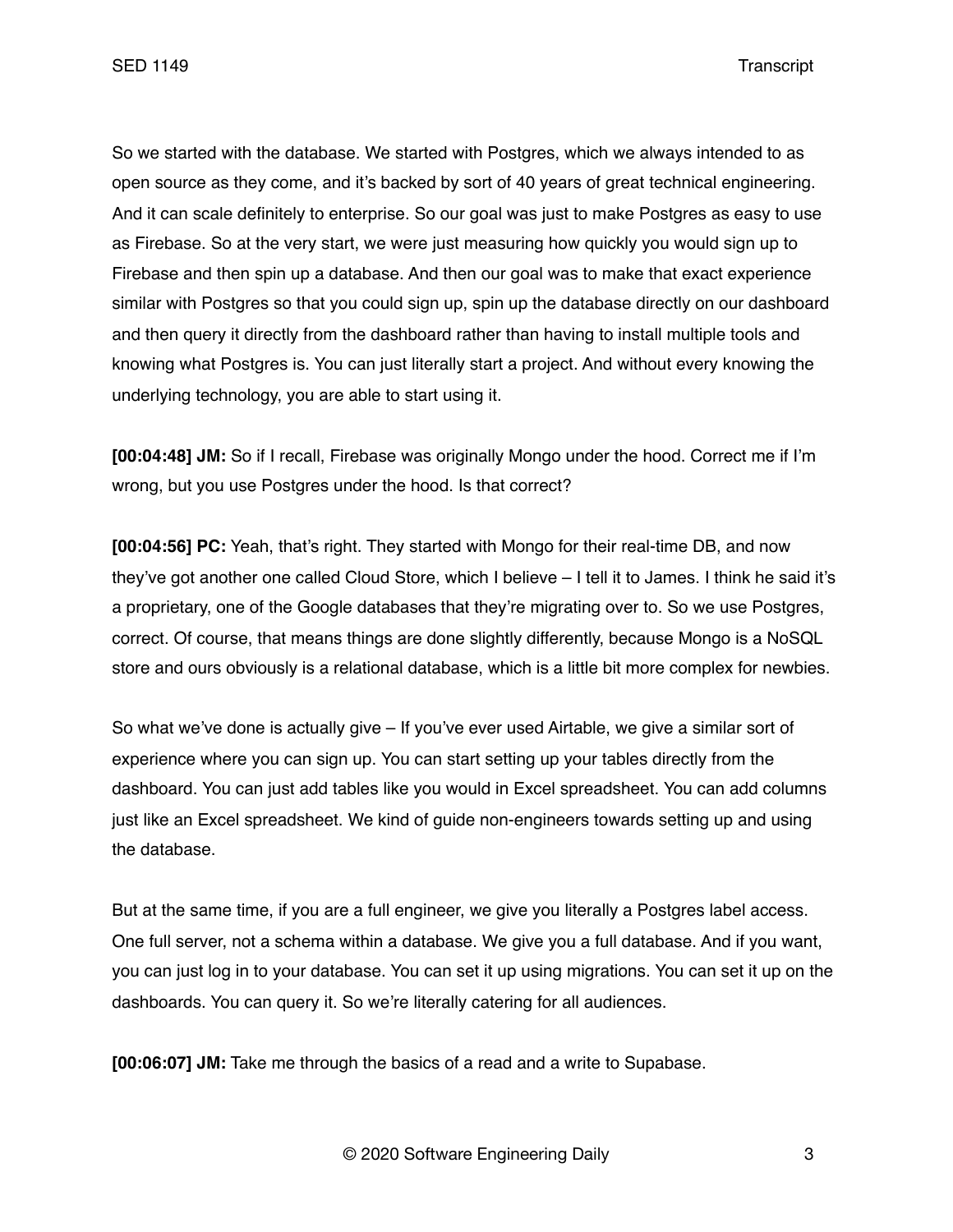So we started with the database. We started with Postgres, which we always intended to as open source as they come, and it's backed by sort of 40 years of great technical engineering. And it can scale definitely to enterprise. So our goal was just to make Postgres as easy to use as Firebase. So at the very start, we were just measuring how quickly you would sign up to Firebase and then spin up a database. And then our goal was to make that exact experience similar with Postgres so that you could sign up, spin up the database directly on our dashboard and then query it directly from the dashboard rather than having to install multiple tools and knowing what Postgres is. You can just literally start a project. And without every knowing the underlying technology, you are able to start using it.

**[00:04:48] JM:** So if I recall, Firebase was originally Mongo under the hood. Correct me if I'm wrong, but you use Postgres under the hood. Is that correct?

**[00:04:56] PC:** Yeah, that's right. They started with Mongo for their real-time DB, and now they've got another one called Cloud Store, which I believe – I tell it to James. I think he said it's a proprietary, one of the Google databases that they're migrating over to. So we use Postgres, correct. Of course, that means things are done slightly differently, because Mongo is a NoSQL store and ours obviously is a relational database, which is a little bit more complex for newbies.

So what we've done is actually give – If you've ever used Airtable, we give a similar sort of experience where you can sign up. You can start setting up your tables directly from the dashboard. You can just add tables like you would in Excel spreadsheet. You can add columns just like an Excel spreadsheet. We kind of guide non-engineers towards setting up and using the database.

But at the same time, if you are a full engineer, we give you literally a Postgres label access. One full server, not a schema within a database. We give you a full database. And if you want, you can just log in to your database. You can set it up using migrations. You can set it up on the dashboards. You can query it. So we're literally catering for all audiences.

**[00:06:07] JM:** Take me through the basics of a read and a write to Supabase.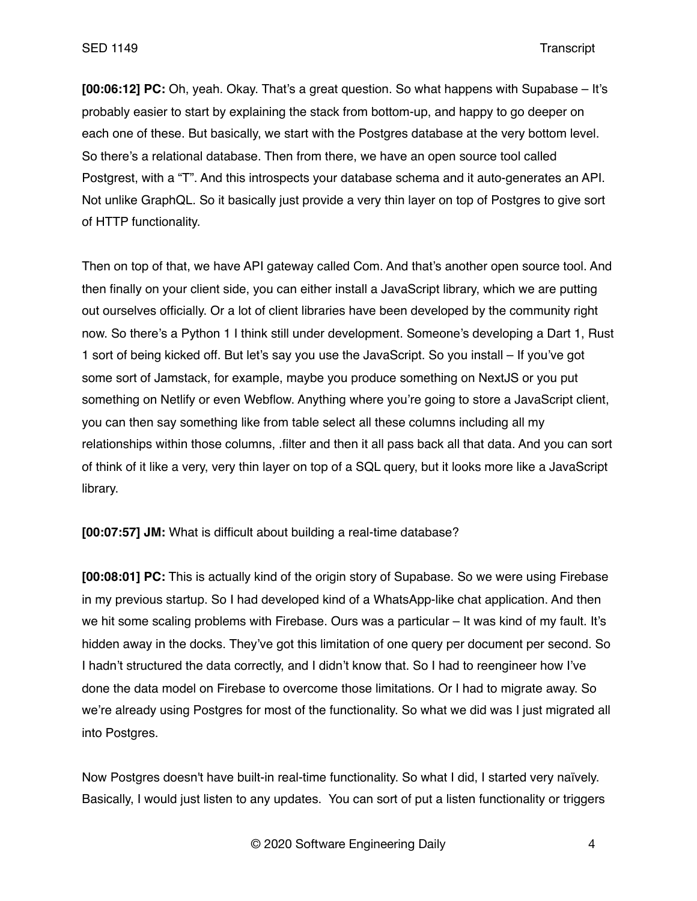**[00:06:12] PC:** Oh, yeah. Okay. That's a great question. So what happens with Supabase – It's probably easier to start by explaining the stack from bottom-up, and happy to go deeper on each one of these. But basically, we start with the Postgres database at the very bottom level. So there's a relational database. Then from there, we have an open source tool called Postgrest, with a "T". And this introspects your database schema and it auto-generates an API. Not unlike GraphQL. So it basically just provide a very thin layer on top of Postgres to give sort of HTTP functionality.

Then on top of that, we have API gateway called Com. And that's another open source tool. And then finally on your client side, you can either install a JavaScript library, which we are putting out ourselves officially. Or a lot of client libraries have been developed by the community right now. So there's a Python 1 I think still under development. Someone's developing a Dart 1, Rust 1 sort of being kicked off. But let's say you use the JavaScript. So you install – If you've got some sort of Jamstack, for example, maybe you produce something on NextJS or you put something on Netlify or even Webflow. Anything where you're going to store a JavaScript client, you can then say something like from table select all these columns including all my relationships within those columns, .filter and then it all pass back all that data. And you can sort of think of it like a very, very thin layer on top of a SQL query, but it looks more like a JavaScript library.

**[00:07:57] JM:** What is difficult about building a real-time database?

**[00:08:01] PC:** This is actually kind of the origin story of Supabase. So we were using Firebase in my previous startup. So I had developed kind of a WhatsApp-like chat application. And then we hit some scaling problems with Firebase. Ours was a particular – It was kind of my fault. It's hidden away in the docks. They've got this limitation of one query per document per second. So I hadn't structured the data correctly, and I didn't know that. So I had to reengineer how I've done the data model on Firebase to overcome those limitations. Or I had to migrate away. So we're already using Postgres for most of the functionality. So what we did was I just migrated all into Postgres.

Now Postgres doesn't have built-in real-time functionality. So what I did, I started very naïvely. Basically, I would just listen to any updates. You can sort of put a listen functionality or triggers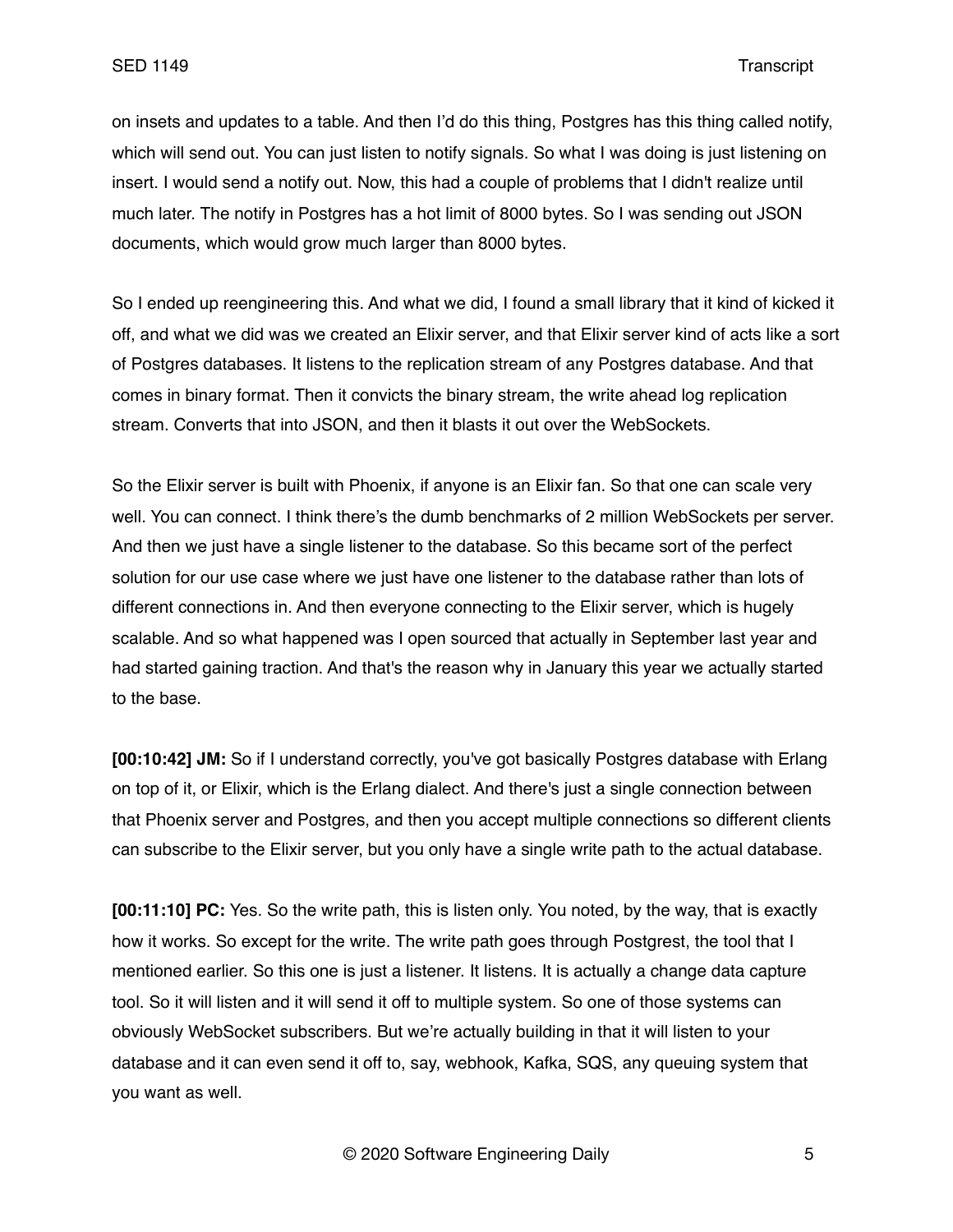on insets and updates to a table. And then I'd do this thing, Postgres has this thing called notify, which will send out. You can just listen to notify signals. So what I was doing is just listening on insert. I would send a notify out. Now, this had a couple of problems that I didn't realize until much later. The notify in Postgres has a hot limit of 8000 bytes. So I was sending out JSON documents, which would grow much larger than 8000 bytes.

So I ended up reengineering this. And what we did, I found a small library that it kind of kicked it off, and what we did was we created an Elixir server, and that Elixir server kind of acts like a sort of Postgres databases. It listens to the replication stream of any Postgres database. And that comes in binary format. Then it convicts the binary stream, the write ahead log replication stream. Converts that into JSON, and then it blasts it out over the WebSockets.

So the Elixir server is built with Phoenix, if anyone is an Elixir fan. So that one can scale very well. You can connect. I think there's the dumb benchmarks of 2 million WebSockets per server. And then we just have a single listener to the database. So this became sort of the perfect solution for our use case where we just have one listener to the database rather than lots of different connections in. And then everyone connecting to the Elixir server, which is hugely scalable. And so what happened was I open sourced that actually in September last year and had started gaining traction. And that's the reason why in January this year we actually started to the base.

**[00:10:42] JM:** So if I understand correctly, you've got basically Postgres database with Erlang on top of it, or Elixir, which is the Erlang dialect. And there's just a single connection between that Phoenix server and Postgres, and then you accept multiple connections so different clients can subscribe to the Elixir server, but you only have a single write path to the actual database.

**[00:11:10] PC:** Yes. So the write path, this is listen only. You noted, by the way, that is exactly how it works. So except for the write. The write path goes through Postgrest, the tool that I mentioned earlier. So this one is just a listener. It listens. It is actually a change data capture tool. So it will listen and it will send it off to multiple system. So one of those systems can obviously WebSocket subscribers. But we're actually building in that it will listen to your database and it can even send it off to, say, webhook, Kafka, SQS, any queuing system that you want as well.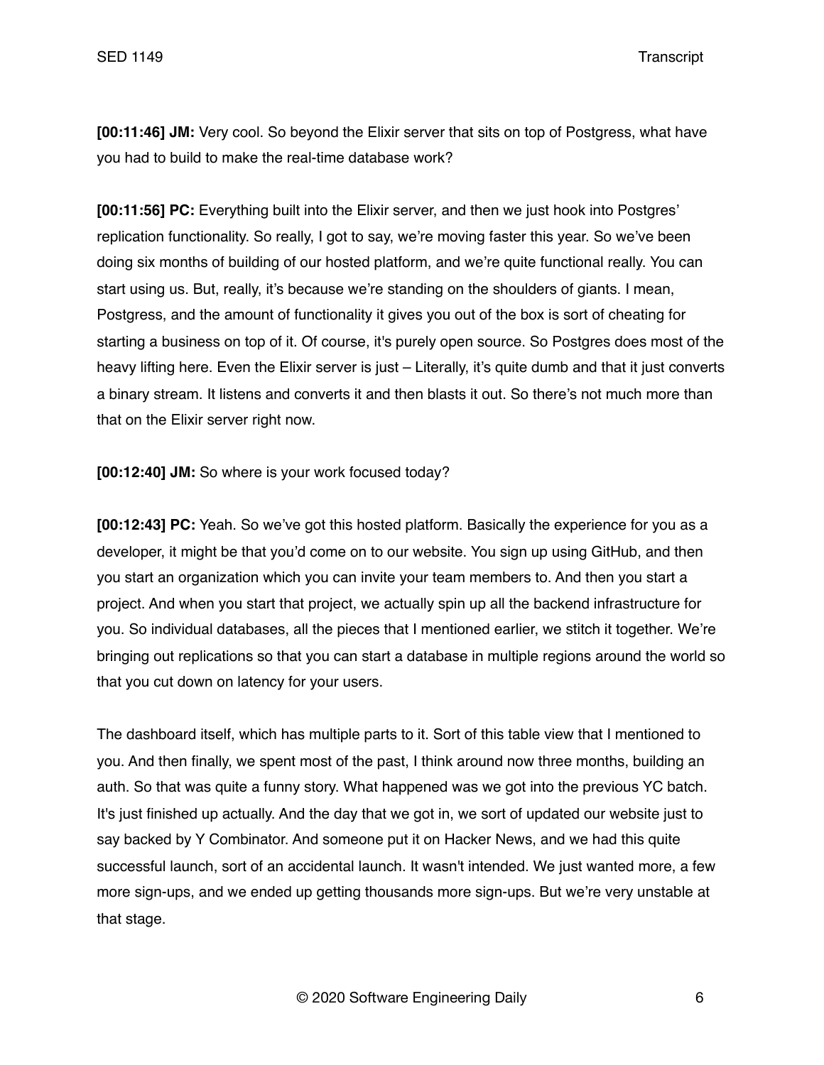**[00:11:46] JM:** Very cool. So beyond the Elixir server that sits on top of Postgress, what have you had to build to make the real-time database work?

**[00:11:56] PC:** Everything built into the Elixir server, and then we just hook into Postgres' replication functionality. So really, I got to say, we're moving faster this year. So we've been doing six months of building of our hosted platform, and we're quite functional really. You can start using us. But, really, it's because we're standing on the shoulders of giants. I mean, Postgress, and the amount of functionality it gives you out of the box is sort of cheating for starting a business on top of it. Of course, it's purely open source. So Postgres does most of the heavy lifting here. Even the Elixir server is just – Literally, it's quite dumb and that it just converts a binary stream. It listens and converts it and then blasts it out. So there's not much more than that on the Elixir server right now.

**[00:12:40] JM:** So where is your work focused today?

**[00:12:43] PC:** Yeah. So we've got this hosted platform. Basically the experience for you as a developer, it might be that you'd come on to our website. You sign up using GitHub, and then you start an organization which you can invite your team members to. And then you start a project. And when you start that project, we actually spin up all the backend infrastructure for you. So individual databases, all the pieces that I mentioned earlier, we stitch it together. We're bringing out replications so that you can start a database in multiple regions around the world so that you cut down on latency for your users.

The dashboard itself, which has multiple parts to it. Sort of this table view that I mentioned to you. And then finally, we spent most of the past, I think around now three months, building an auth. So that was quite a funny story. What happened was we got into the previous YC batch. It's just finished up actually. And the day that we got in, we sort of updated our website just to say backed by Y Combinator. And someone put it on Hacker News, and we had this quite successful launch, sort of an accidental launch. It wasn't intended. We just wanted more, a few more sign-ups, and we ended up getting thousands more sign-ups. But we're very unstable at that stage.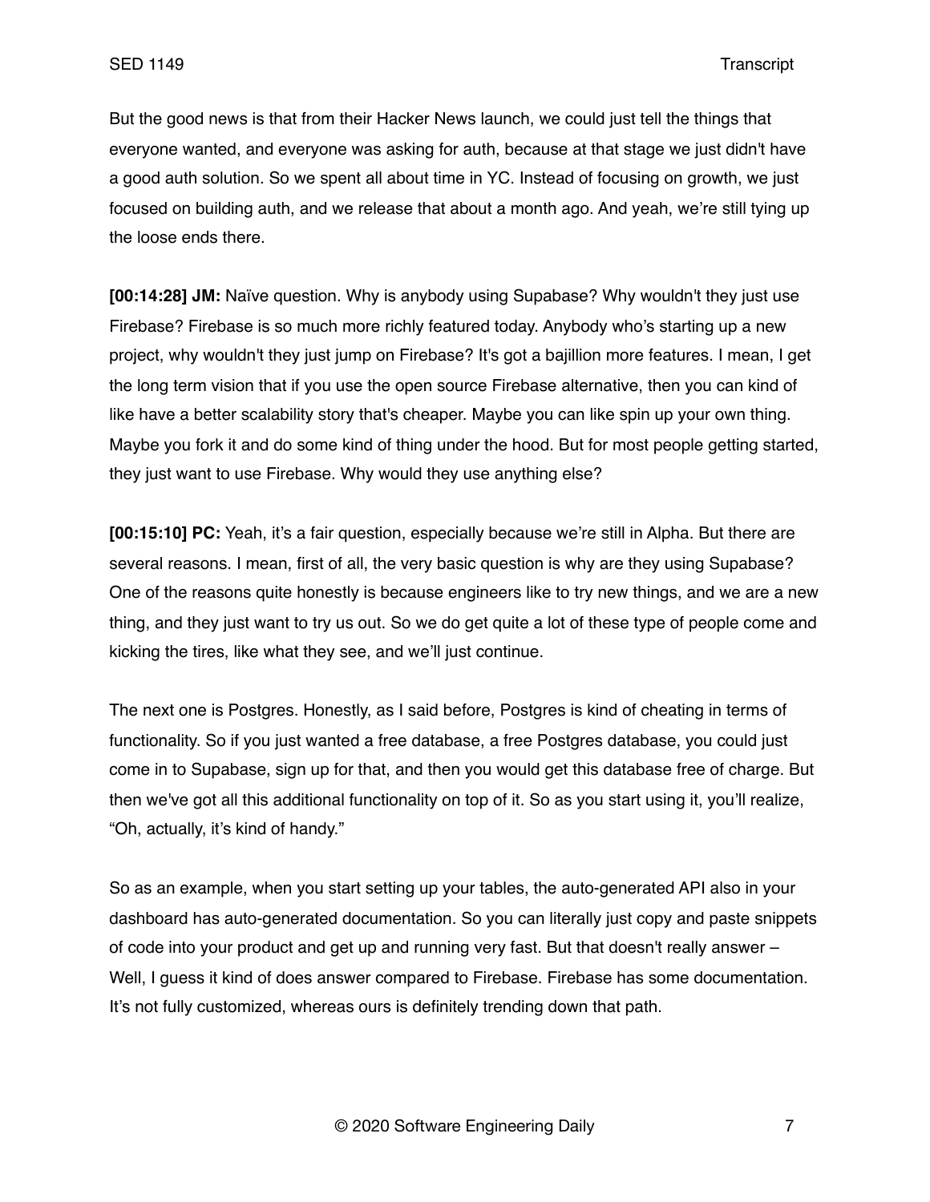But the good news is that from their Hacker News launch, we could just tell the things that everyone wanted, and everyone was asking for auth, because at that stage we just didn't have a good auth solution. So we spent all about time in YC. Instead of focusing on growth, we just focused on building auth, and we release that about a month ago. And yeah, we're still tying up the loose ends there.

**[00:14:28] JM:** Naïve question. Why is anybody using Supabase? Why wouldn't they just use Firebase? Firebase is so much more richly featured today. Anybody who's starting up a new project, why wouldn't they just jump on Firebase? It's got a bajillion more features. I mean, I get the long term vision that if you use the open source Firebase alternative, then you can kind of like have a better scalability story that's cheaper. Maybe you can like spin up your own thing. Maybe you fork it and do some kind of thing under the hood. But for most people getting started, they just want to use Firebase. Why would they use anything else?

**[00:15:10] PC:** Yeah, it's a fair question, especially because we're still in Alpha. But there are several reasons. I mean, first of all, the very basic question is why are they using Supabase? One of the reasons quite honestly is because engineers like to try new things, and we are a new thing, and they just want to try us out. So we do get quite a lot of these type of people come and kicking the tires, like what they see, and we'll just continue.

The next one is Postgres. Honestly, as I said before, Postgres is kind of cheating in terms of functionality. So if you just wanted a free database, a free Postgres database, you could just come in to Supabase, sign up for that, and then you would get this database free of charge. But then we've got all this additional functionality on top of it. So as you start using it, you'll realize, "Oh, actually, it's kind of handy."

So as an example, when you start setting up your tables, the auto-generated API also in your dashboard has auto-generated documentation. So you can literally just copy and paste snippets of code into your product and get up and running very fast. But that doesn't really answer – Well, I guess it kind of does answer compared to Firebase. Firebase has some documentation. It's not fully customized, whereas ours is definitely trending down that path.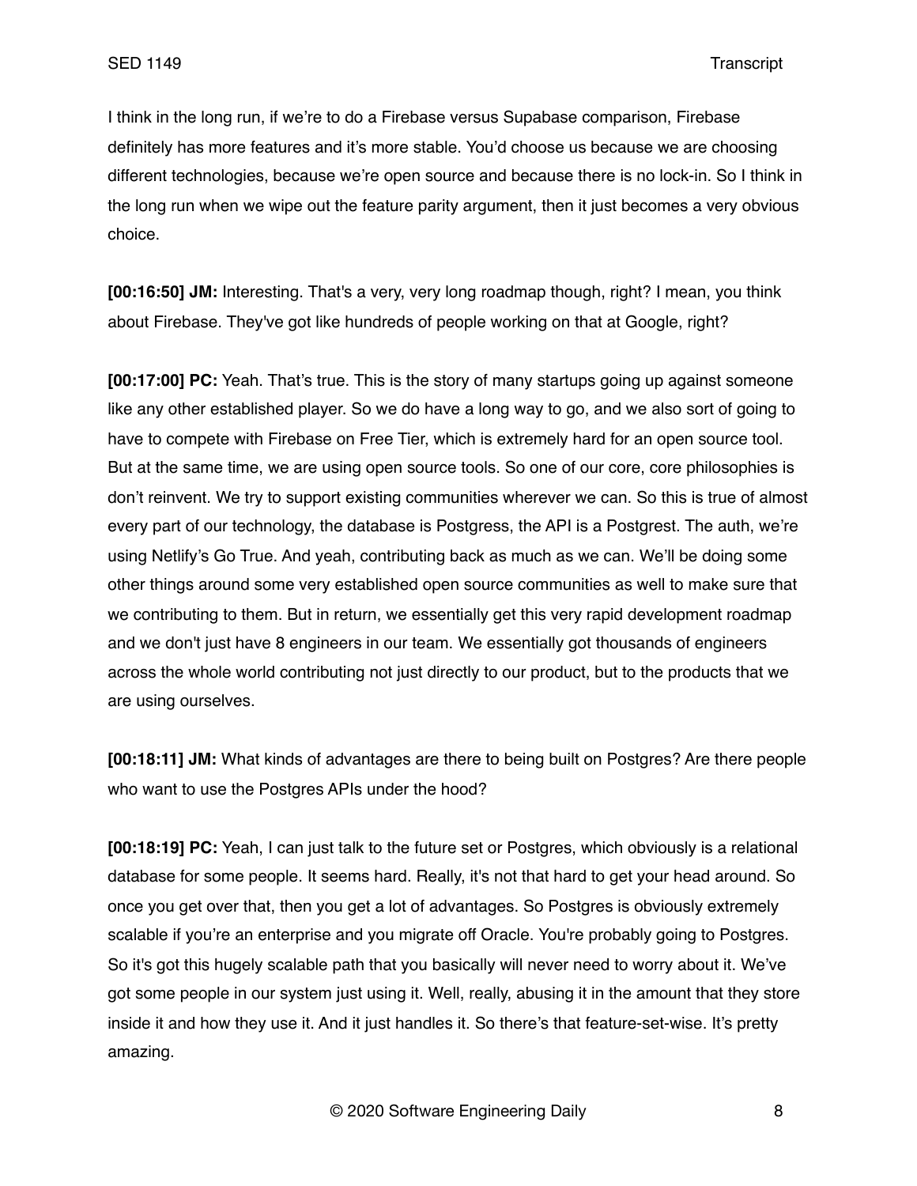I think in the long run, if we're to do a Firebase versus Supabase comparison, Firebase definitely has more features and it's more stable. You'd choose us because we are choosing different technologies, because we're open source and because there is no lock-in. So I think in the long run when we wipe out the feature parity argument, then it just becomes a very obvious choice.

**[00:16:50] JM:** Interesting. That's a very, very long roadmap though, right? I mean, you think about Firebase. They've got like hundreds of people working on that at Google, right?

**[00:17:00] PC:** Yeah. That's true. This is the story of many startups going up against someone like any other established player. So we do have a long way to go, and we also sort of going to have to compete with Firebase on Free Tier, which is extremely hard for an open source tool. But at the same time, we are using open source tools. So one of our core, core philosophies is don't reinvent. We try to support existing communities wherever we can. So this is true of almost every part of our technology, the database is Postgress, the API is a Postgrest. The auth, we're using Netlify's Go True. And yeah, contributing back as much as we can. We'll be doing some other things around some very established open source communities as well to make sure that we contributing to them. But in return, we essentially get this very rapid development roadmap and we don't just have 8 engineers in our team. We essentially got thousands of engineers across the whole world contributing not just directly to our product, but to the products that we are using ourselves.

**[00:18:11] JM:** What kinds of advantages are there to being built on Postgres? Are there people who want to use the Postgres APIs under the hood?

**[00:18:19] PC:** Yeah, I can just talk to the future set or Postgres, which obviously is a relational database for some people. It seems hard. Really, it's not that hard to get your head around. So once you get over that, then you get a lot of advantages. So Postgres is obviously extremely scalable if you're an enterprise and you migrate off Oracle. You're probably going to Postgres. So it's got this hugely scalable path that you basically will never need to worry about it. We've got some people in our system just using it. Well, really, abusing it in the amount that they store inside it and how they use it. And it just handles it. So there's that feature-set-wise. It's pretty amazing.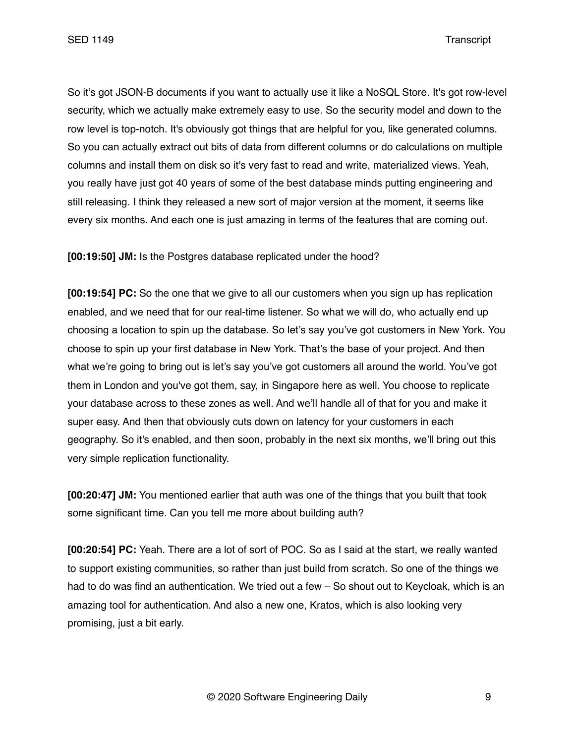So it's got JSON-B documents if you want to actually use it like a NoSQL Store. It's got row-level security, which we actually make extremely easy to use. So the security model and down to the row level is top-notch. It's obviously got things that are helpful for you, like generated columns. So you can actually extract out bits of data from different columns or do calculations on multiple columns and install them on disk so it's very fast to read and write, materialized views. Yeah, you really have just got 40 years of some of the best database minds putting engineering and still releasing. I think they released a new sort of major version at the moment, it seems like every six months. And each one is just amazing in terms of the features that are coming out.

**[00:19:50] JM:** Is the Postgres database replicated under the hood?

**[00:19:54] PC:** So the one that we give to all our customers when you sign up has replication enabled, and we need that for our real-time listener. So what we will do, who actually end up choosing a location to spin up the database. So let's say you've got customers in New York. You choose to spin up your first database in New York. That's the base of your project. And then what we're going to bring out is let's say you've got customers all around the world. You've got them in London and you've got them, say, in Singapore here as well. You choose to replicate your database across to these zones as well. And we'll handle all of that for you and make it super easy. And then that obviously cuts down on latency for your customers in each geography. So it's enabled, and then soon, probably in the next six months, we'll bring out this very simple replication functionality.

**[00:20:47] JM:** You mentioned earlier that auth was one of the things that you built that took some significant time. Can you tell me more about building auth?

**[00:20:54] PC:** Yeah. There are a lot of sort of POC. So as I said at the start, we really wanted to support existing communities, so rather than just build from scratch. So one of the things we had to do was find an authentication. We tried out a few – So shout out to Keycloak, which is an amazing tool for authentication. And also a new one, Kratos, which is also looking very promising, just a bit early.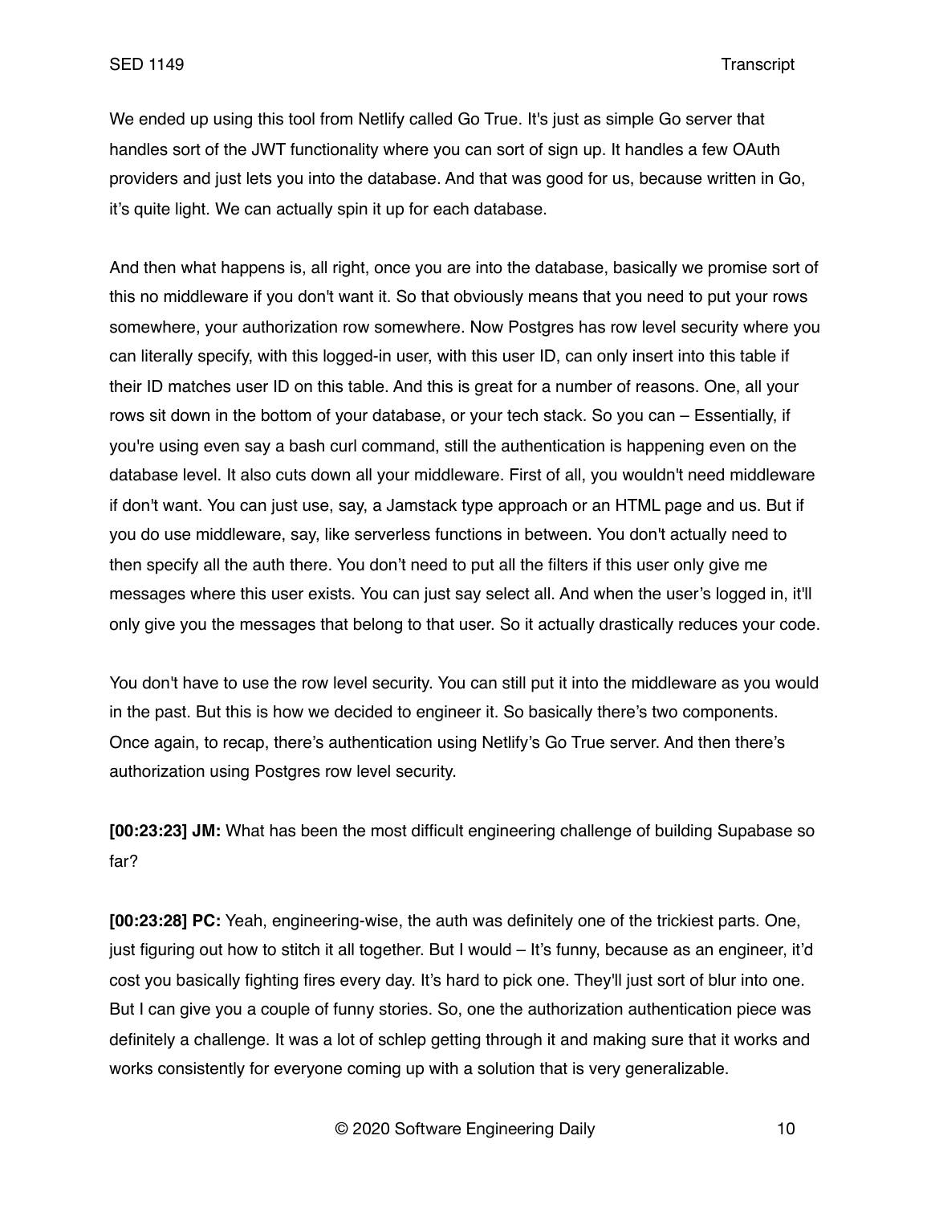We ended up using this tool from Netlify called Go True. It's just as simple Go server that handles sort of the JWT functionality where you can sort of sign up. It handles a few OAuth providers and just lets you into the database. And that was good for us, because written in Go, it's quite light. We can actually spin it up for each database.

And then what happens is, all right, once you are into the database, basically we promise sort of this no middleware if you don't want it. So that obviously means that you need to put your rows somewhere, your authorization row somewhere. Now Postgres has row level security where you can literally specify, with this logged-in user, with this user ID, can only insert into this table if their ID matches user ID on this table. And this is great for a number of reasons. One, all your rows sit down in the bottom of your database, or your tech stack. So you can – Essentially, if you're using even say a bash curl command, still the authentication is happening even on the database level. It also cuts down all your middleware. First of all, you wouldn't need middleware if don't want. You can just use, say, a Jamstack type approach or an HTML page and us. But if you do use middleware, say, like serverless functions in between. You don't actually need to then specify all the auth there. You don't need to put all the filters if this user only give me messages where this user exists. You can just say select all. And when the user's logged in, it'll only give you the messages that belong to that user. So it actually drastically reduces your code.

You don't have to use the row level security. You can still put it into the middleware as you would in the past. But this is how we decided to engineer it. So basically there's two components. Once again, to recap, there's authentication using Netlify's Go True server. And then there's authorization using Postgres row level security.

**[00:23:23] JM:** What has been the most difficult engineering challenge of building Supabase so far?

**[00:23:28] PC:** Yeah, engineering-wise, the auth was definitely one of the trickiest parts. One, just figuring out how to stitch it all together. But I would – It's funny, because as an engineer, it'd cost you basically fighting fires every day. It's hard to pick one. They'll just sort of blur into one. But I can give you a couple of funny stories. So, one the authorization authentication piece was definitely a challenge. It was a lot of schlep getting through it and making sure that it works and works consistently for everyone coming up with a solution that is very generalizable.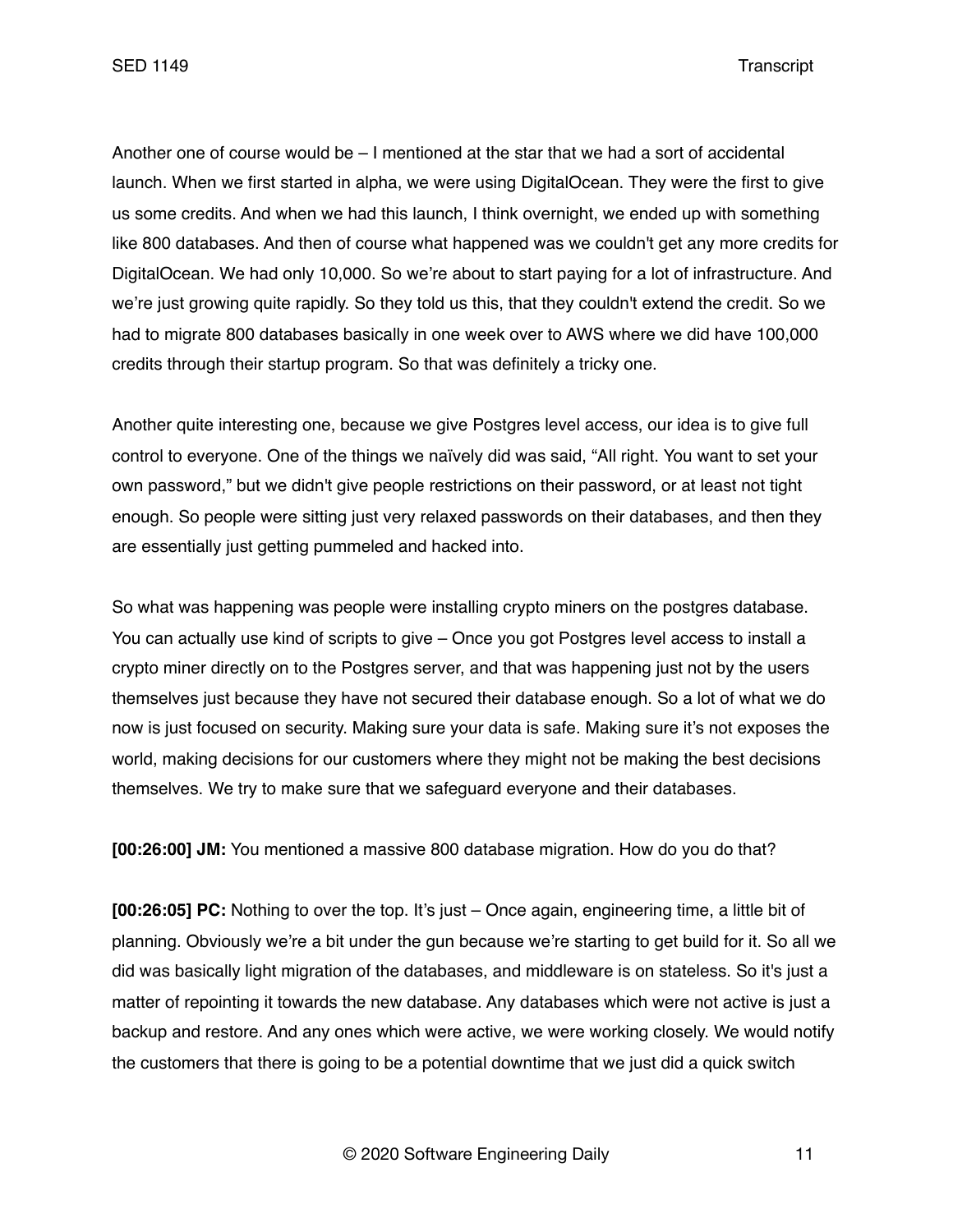Another one of course would be – I mentioned at the star that we had a sort of accidental launch. When we first started in alpha, we were using DigitalOcean. They were the first to give us some credits. And when we had this launch, I think overnight, we ended up with something like 800 databases. And then of course what happened was we couldn't get any more credits for DigitalOcean. We had only 10,000. So we're about to start paying for a lot of infrastructure. And we're just growing quite rapidly. So they told us this, that they couldn't extend the credit. So we had to migrate 800 databases basically in one week over to AWS where we did have 100,000 credits through their startup program. So that was definitely a tricky one.

Another quite interesting one, because we give Postgres level access, our idea is to give full control to everyone. One of the things we naïvely did was said, "All right. You want to set your own password," but we didn't give people restrictions on their password, or at least not tight enough. So people were sitting just very relaxed passwords on their databases, and then they are essentially just getting pummeled and hacked into.

So what was happening was people were installing crypto miners on the postgres database. You can actually use kind of scripts to give – Once you got Postgres level access to install a crypto miner directly on to the Postgres server, and that was happening just not by the users themselves just because they have not secured their database enough. So a lot of what we do now is just focused on security. Making sure your data is safe. Making sure it's not exposes the world, making decisions for our customers where they might not be making the best decisions themselves. We try to make sure that we safeguard everyone and their databases.

**[00:26:00] JM:** You mentioned a massive 800 database migration. How do you do that?

**[00:26:05] PC:** Nothing to over the top. It's just – Once again, engineering time, a little bit of planning. Obviously we're a bit under the gun because we're starting to get build for it. So all we did was basically light migration of the databases, and middleware is on stateless. So it's just a matter of repointing it towards the new database. Any databases which were not active is just a backup and restore. And any ones which were active, we were working closely. We would notify the customers that there is going to be a potential downtime that we just did a quick switch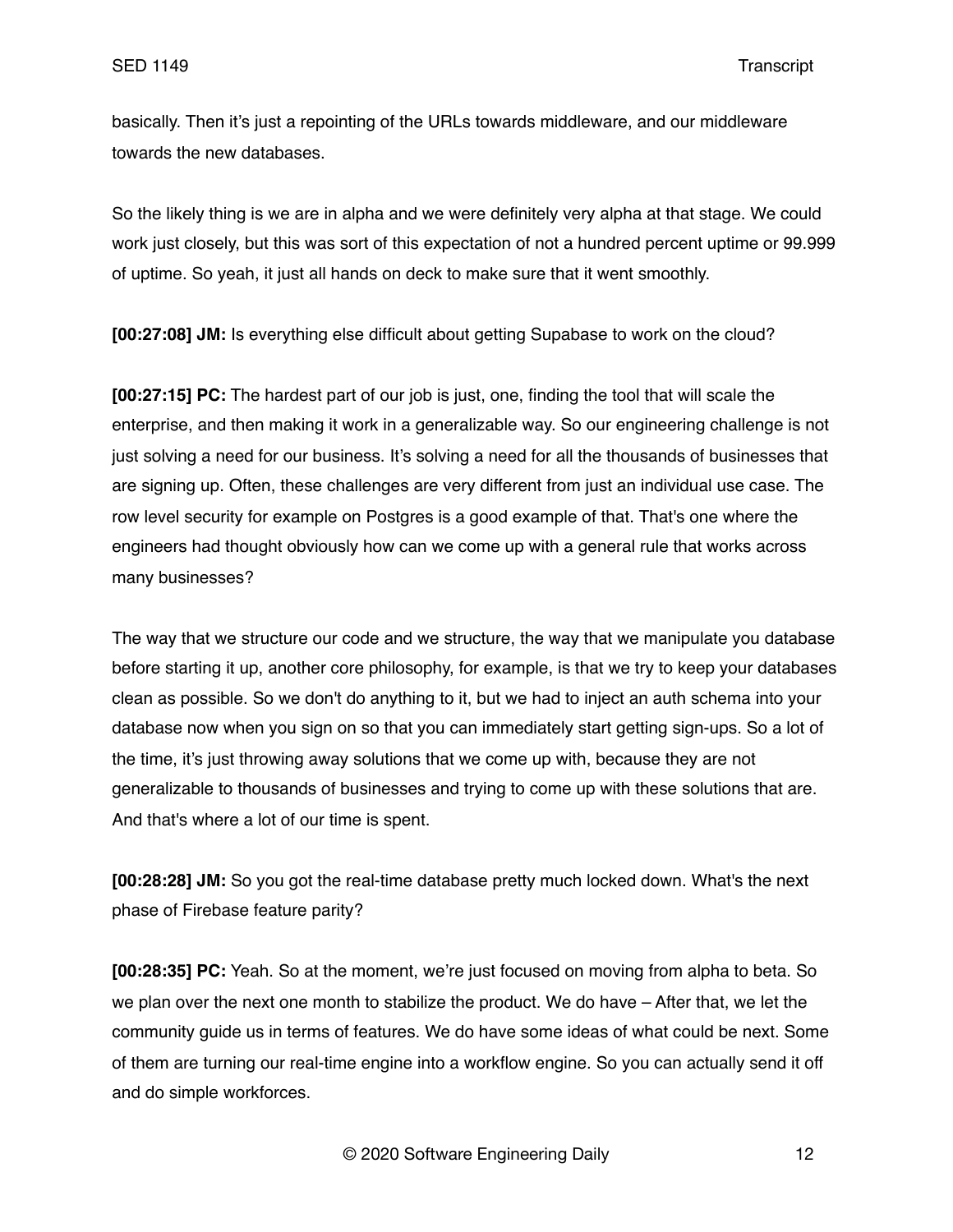basically. Then it’s just a repointing of the URLs towards middleware, and our middleware towards the new databases.

So the likely thing is we are in alpha and we were definitely very alpha at that stage. We could work just closely, but this was sort of this expectation of not a hundred percent uptime or 99.999 of uptime. So yeah, it just all hands on deck to make sure that it went smoothly.

**[00:27:08] JM:** Is everything else difficult about getting Supabase to work on the cloud?

**[00:27:15] PC:** The hardest part of our job is just, one, finding the tool that will scale the enterprise, and then making it work in a generalizable way. So our engineering challenge is not just solving a need for our business. It’s solving a need for all the thousands of businesses that are signing up. Often, these challenges are very different from just an individual use case. The row level security for example on Postgres is a good example of that. That's one where the engineers had thought obviously how can we come up with a general rule that works across many businesses?

The way that we structure our code and we structure, the way that we manipulate you database before starting it up, another core philosophy, for example, is that we try to keep your databases clean as possible. So we don't do anything to it, but we had to inject an auth schema into your database now when you sign on so that you can immediately start getting sign-ups. So a lot of the time, it’s just throwing away solutions that we come up with, because they are not generalizable to thousands of businesses and trying to come up with these solutions that are. And that's where a lot of our time is spent.

**[00:28:28] JM:** So you got the real-time database pretty much locked down. What's the next phase of Firebase feature parity?

**[00:28:35] PC:** Yeah. So at the moment, we’re just focused on moving from alpha to beta. So we plan over the next one month to stabilize the product. We do have – After that, we let the community guide us in terms of features. We do have some ideas of what could be next. Some of them are turning our real-time engine into a workflow engine. So you can actually send it off and do simple workforces.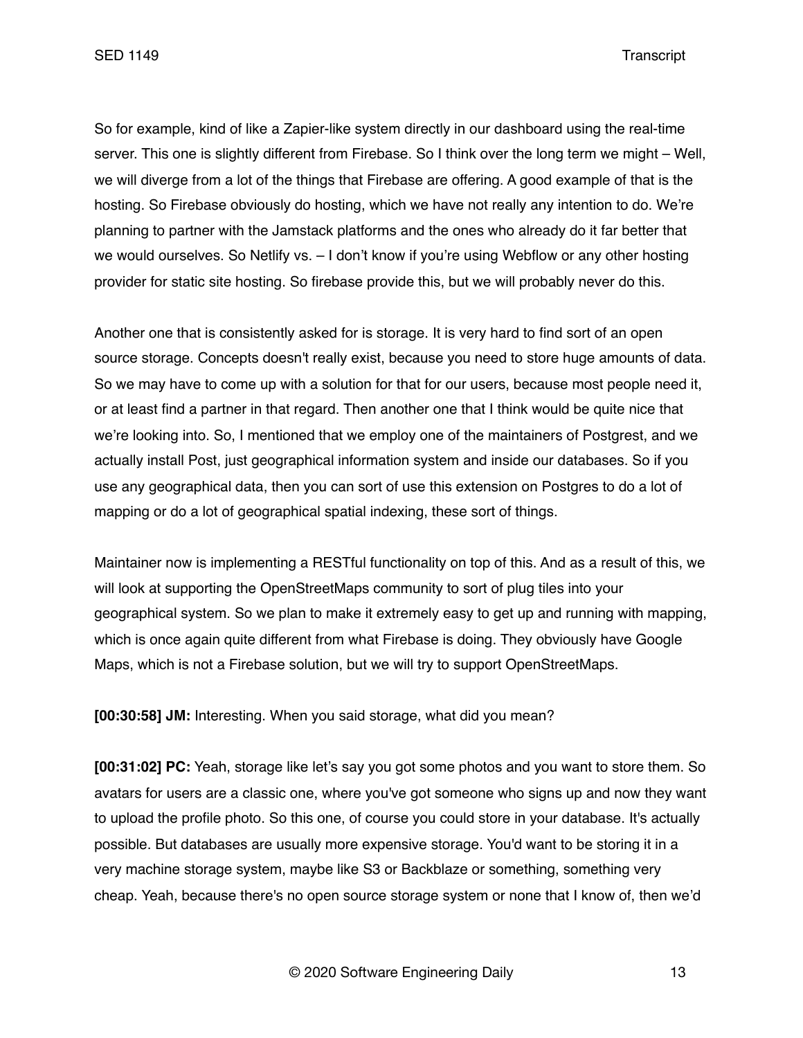So for example, kind of like a Zapier-like system directly in our dashboard using the real-time server. This one is slightly different from Firebase. So I think over the long term we might – Well, we will diverge from a lot of the things that Firebase are offering. A good example of that is the hosting. So Firebase obviously do hosting, which we have not really any intention to do. We're planning to partner with the Jamstack platforms and the ones who already do it far better that we would ourselves. So Netlify vs. – I don't know if you're using Webflow or any other hosting provider for static site hosting. So firebase provide this, but we will probably never do this.

Another one that is consistently asked for is storage. It is very hard to find sort of an open source storage. Concepts doesn't really exist, because you need to store huge amounts of data. So we may have to come up with a solution for that for our users, because most people need it, or at least find a partner in that regard. Then another one that I think would be quite nice that we're looking into. So, I mentioned that we employ one of the maintainers of Postgrest, and we actually install Post, just geographical information system and inside our databases. So if you use any geographical data, then you can sort of use this extension on Postgres to do a lot of mapping or do a lot of geographical spatial indexing, these sort of things.

Maintainer now is implementing a RESTful functionality on top of this. And as a result of this, we will look at supporting the OpenStreetMaps community to sort of plug tiles into your geographical system. So we plan to make it extremely easy to get up and running with mapping, which is once again quite different from what Firebase is doing. They obviously have Google Maps, which is not a Firebase solution, but we will try to support OpenStreetMaps.

**[00:30:58] JM:** Interesting. When you said storage, what did you mean?

**[00:31:02] PC:** Yeah, storage like let's say you got some photos and you want to store them. So avatars for users are a classic one, where you've got someone who signs up and now they want to upload the profile photo. So this one, of course you could store in your database. It's actually possible. But databases are usually more expensive storage. You'd want to be storing it in a very machine storage system, maybe like S3 or Backblaze or something, something very cheap. Yeah, because there's no open source storage system or none that I know of, then we'd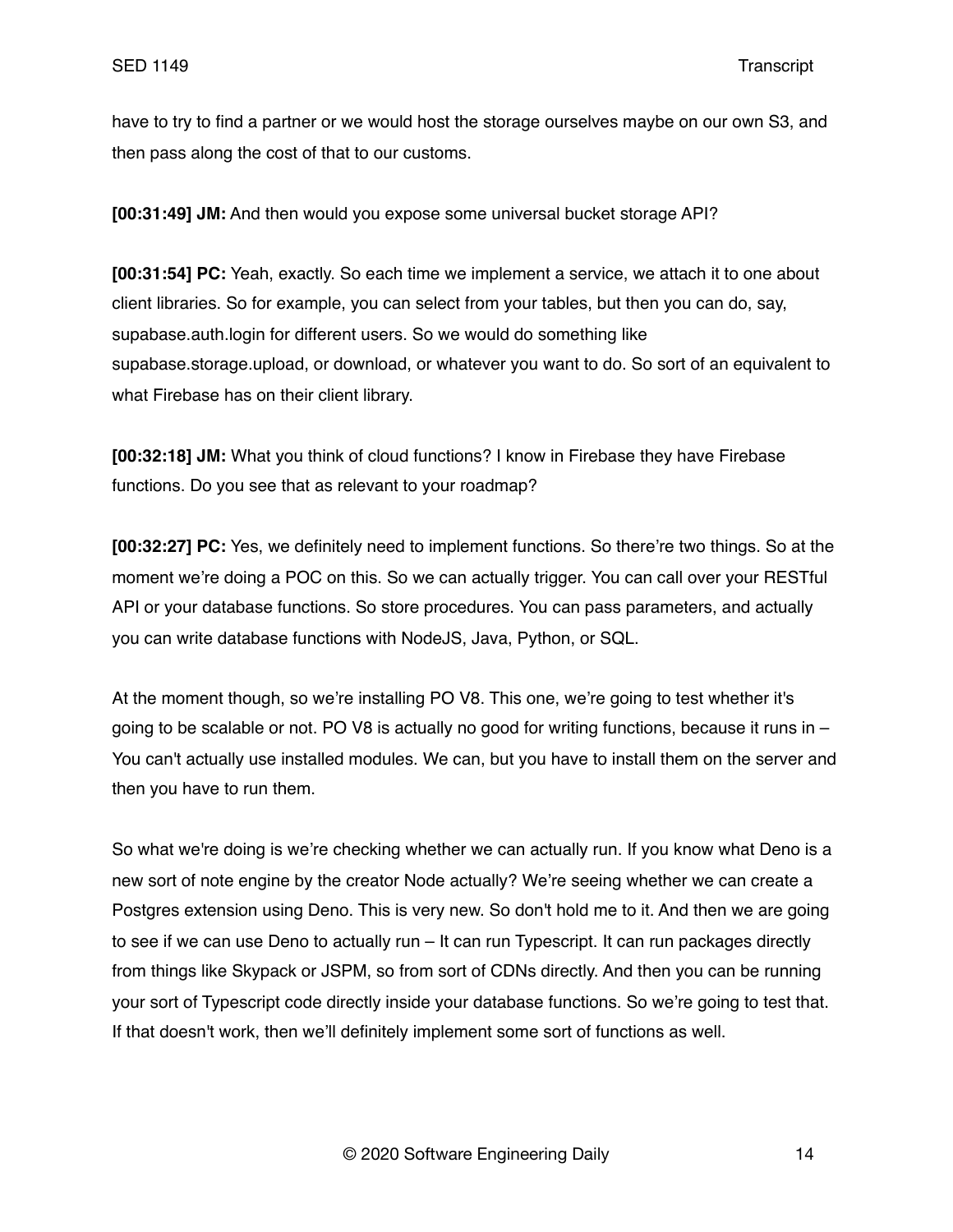have to try to find a partner or we would host the storage ourselves maybe on our own S3, and then pass along the cost of that to our customs.

**[00:31:49] JM:** And then would you expose some universal bucket storage API?

**[00:31:54] PC:** Yeah, exactly. So each time we implement a service, we attach it to one about client libraries. So for example, you can select from your tables, but then you can do, say, supabase.auth.login for different users. So we would do something like supabase.storage.upload, or download, or whatever you want to do. So sort of an equivalent to what Firebase has on their client library.

**[00:32:18] JM:** What you think of cloud functions? I know in Firebase they have Firebase functions. Do you see that as relevant to your roadmap?

**[00:32:27] PC:** Yes, we definitely need to implement functions. So there're two things. So at the moment we're doing a POC on this. So we can actually trigger. You can call over your RESTful API or your database functions. So store procedures. You can pass parameters, and actually you can write database functions with NodeJS, Java, Python, or SQL.

At the moment though, so we're installing PO V8. This one, we're going to test whether it's going to be scalable or not. PO V8 is actually no good for writing functions, because it runs in – You can't actually use installed modules. We can, but you have to install them on the server and then you have to run them.

So what we're doing is we're checking whether we can actually run. If you know what Deno is a new sort of note engine by the creator Node actually? We're seeing whether we can create a Postgres extension using Deno. This is very new. So don't hold me to it. And then we are going to see if we can use Deno to actually run – It can run Typescript. It can run packages directly from things like Skypack or JSPM, so from sort of CDNs directly. And then you can be running your sort of Typescript code directly inside your database functions. So we're going to test that. If that doesn't work, then we'll definitely implement some sort of functions as well.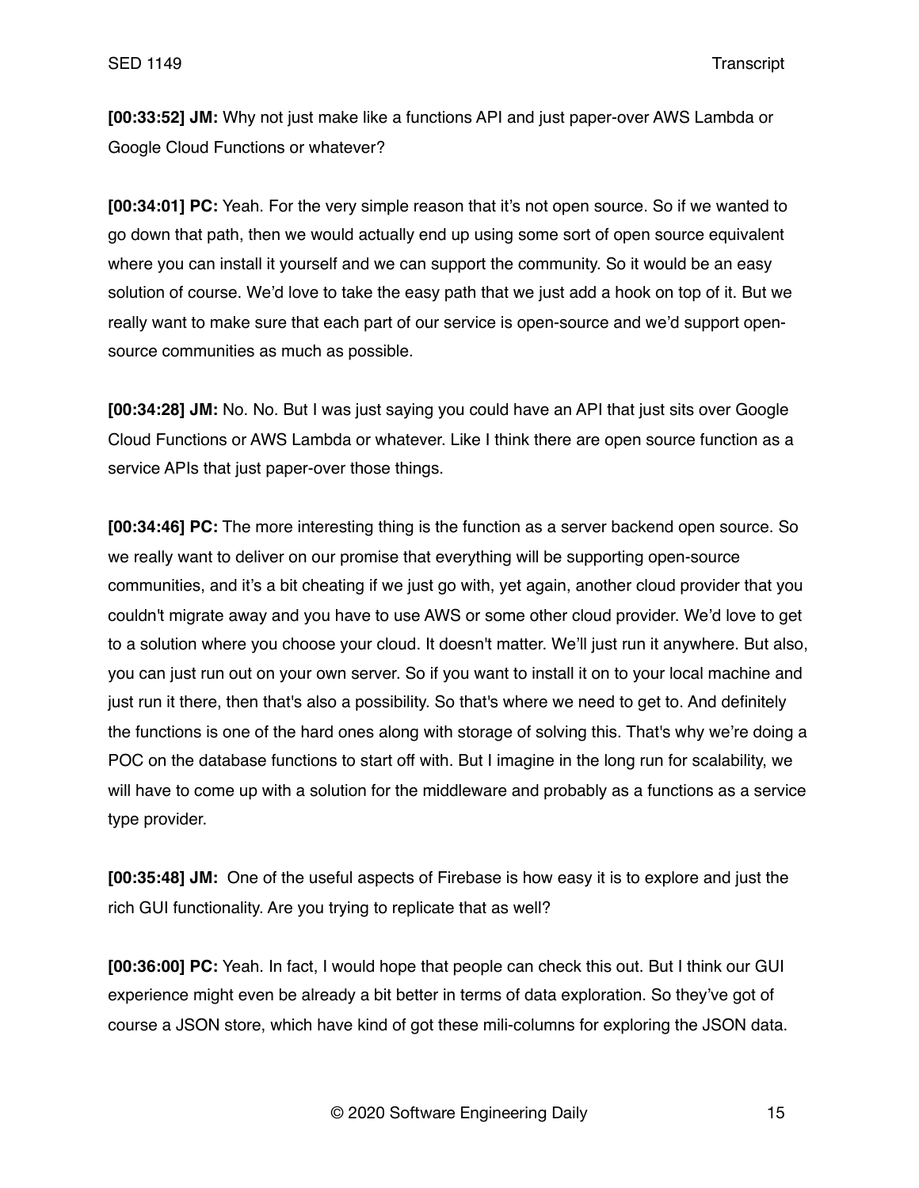**[00:33:52] JM:** Why not just make like a functions API and just paper-over AWS Lambda or Google Cloud Functions or whatever?

**[00:34:01] PC:** Yeah. For the very simple reason that it's not open source. So if we wanted to go down that path, then we would actually end up using some sort of open source equivalent where you can install it yourself and we can support the community. So it would be an easy solution of course. We'd love to take the easy path that we just add a hook on top of it. But we really want to make sure that each part of our service is open-source and we'd support open-source communities as much as possible.

**[00:34:28] JM:** No. No. But I was just saying you could have an API that just sits over Google Cloud Functions or AWS Lambda or whatever. Like I think there are open source function as a service APIs that just paper-over those things.

**[00:34:46] PC:** The more interesting thing is the function as a server backend open source. So we really want to deliver on our promise that everything will be supporting open-source communities, and it's a bit cheating if we just go with, yet again, another cloud provider that you couldn't migrate away and you have to use AWS or some other cloud provider. We'd love to get to a solution where you choose your cloud. It doesn't matter. We'll just run it anywhere. But also, you can just run out on your own server. So if you want to install it on to your local machine and just run it there, then that's also a possibility. So that's where we need to get to. And definitely the functions is one of the hard ones along with storage of solving this. That's why we're doing a POC on the database functions to start off with. But I imagine in the long run for scalability, we will have to come up with a solution for the middleware and probably as a functions as a service type provider.

**[00:35:48] JM:** One of the useful aspects of Firebase is how easy it is to explore and just the rich GUI functionality. Are you trying to replicate that as well?

**[00:36:00] PC:** Yeah. In fact, I would hope that people can check this out. But I think our GUI experience might even be already a bit better in terms of data exploration. So they've got of course a JSON store, which have kind of got these mili-columns for exploring the JSON data.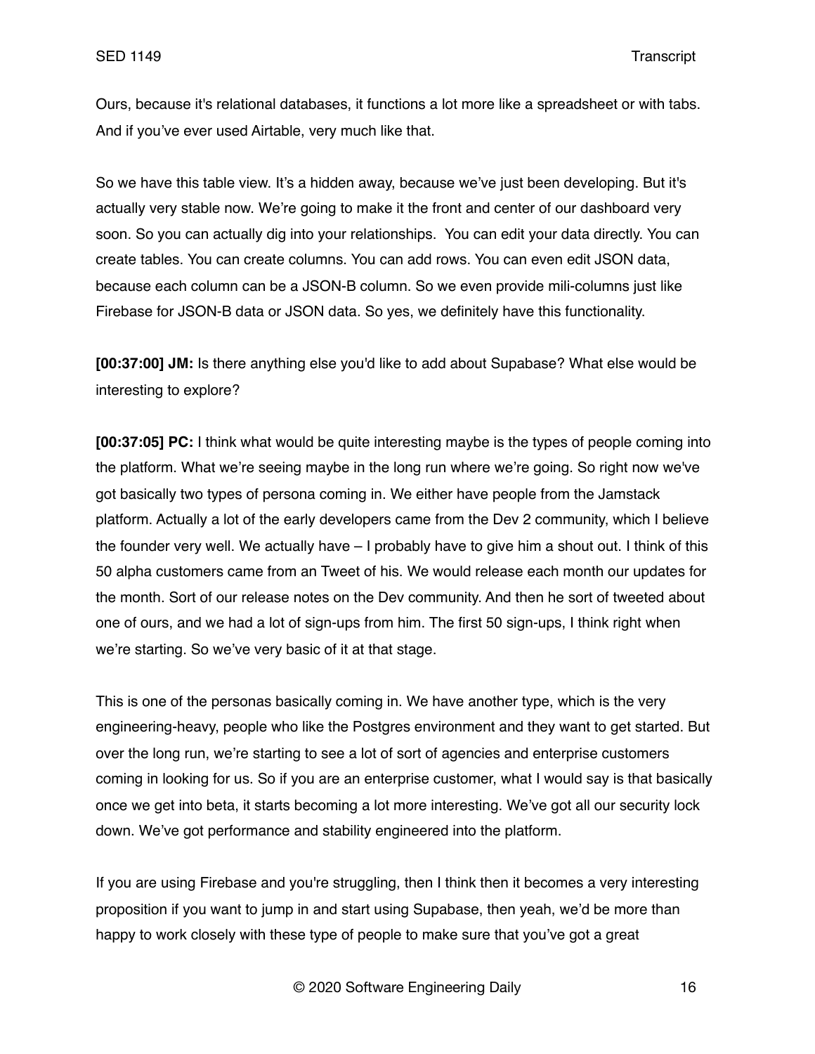Ours, because it's relational databases, it functions a lot more like a spreadsheet or with tabs. And if you've ever used Airtable, very much like that.

So we have this table view. It's a hidden away, because we've just been developing. But it's actually very stable now. We're going to make it the front and center of our dashboard very soon. So you can actually dig into your relationships. You can edit your data directly. You can create tables. You can create columns. You can add rows. You can even edit JSON data, because each column can be a JSON-B column. So we even provide mili-columns just like Firebase for JSON-B data or JSON data. So yes, we definitely have this functionality.

**[00:37:00] JM:** Is there anything else you'd like to add about Supabase? What else would be interesting to explore?

**[00:37:05] PC:** I think what would be quite interesting maybe is the types of people coming into the platform. What we're seeing maybe in the long run where we're going. So right now we've got basically two types of persona coming in. We either have people from the Jamstack platform. Actually a lot of the early developers came from the Dev 2 community, which I believe the founder very well. We actually have – I probably have to give him a shout out. I think of this 50 alpha customers came from an Tweet of his. We would release each month our updates for the month. Sort of our release notes on the Dev community. And then he sort of tweeted about one of ours, and we had a lot of sign-ups from him. The first 50 sign-ups, I think right when we're starting. So we've very basic of it at that stage.

This is one of the personas basically coming in. We have another type, which is the very engineering-heavy, people who like the Postgres environment and they want to get started. But over the long run, we're starting to see a lot of sort of agencies and enterprise customers coming in looking for us. So if you are an enterprise customer, what I would say is that basically once we get into beta, it starts becoming a lot more interesting. We've got all our security lock down. We've got performance and stability engineered into the platform.

If you are using Firebase and you're struggling, then I think then it becomes a very interesting proposition if you want to jump in and start using Supabase, then yeah, we'd be more than happy to work closely with these type of people to make sure that you've got a great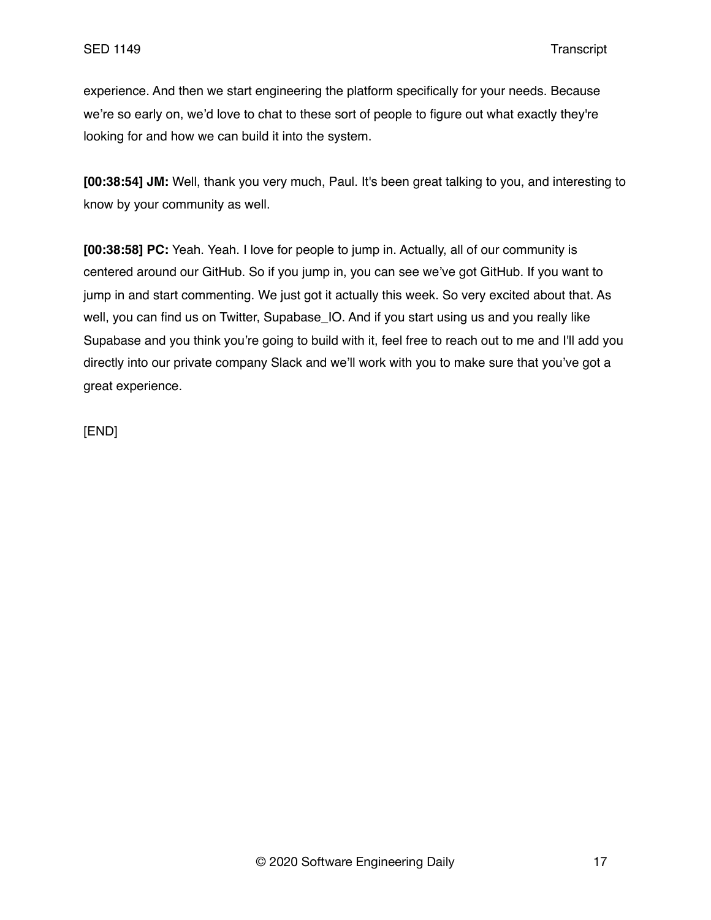experience. And then we start engineering the platform specifically for your needs. Because we're so early on, we'd love to chat to these sort of people to figure out what exactly they're looking for and how we can build it into the system.

**[00:38:54] JM:** Well, thank you very much, Paul. It's been great talking to you, and interesting to know by your community as well.

**[00:38:58] PC:** Yeah. Yeah. I love for people to jump in. Actually, all of our community is centered around our GitHub. So if you jump in, you can see we've got GitHub. If you want to jump in and start commenting. We just got it actually this week. So very excited about that. As well, you can find us on Twitter, Supabase_IO. And if you start using us and you really like Supabase and you think you're going to build with it, feel free to reach out to me and I'll add you directly into our private company Slack and we'll work with you to make sure that you've got a great experience.

[END]